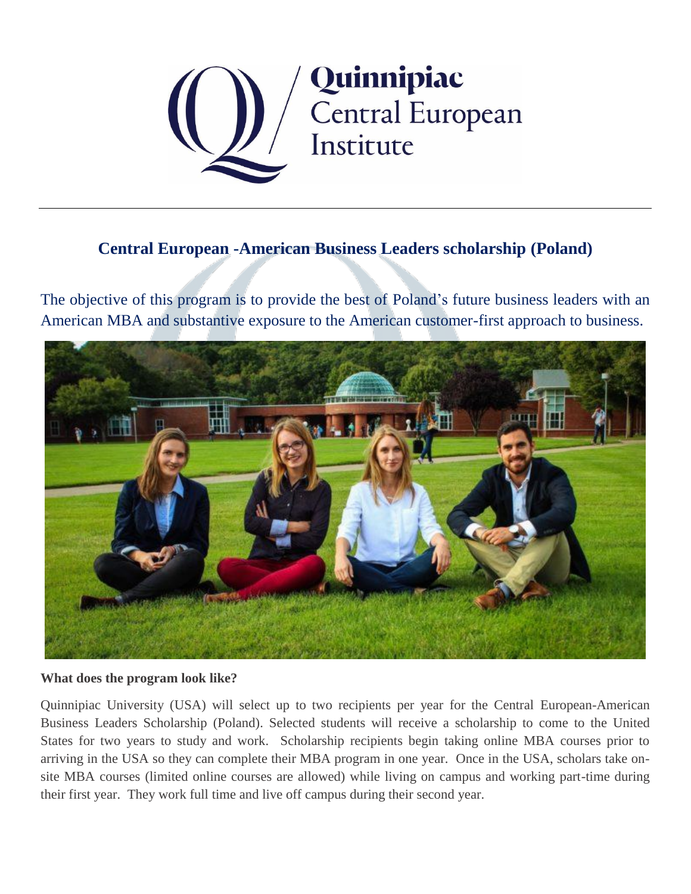Quinnipiac Central European Institute

## Central European -American Business Leaders scholarship (Poland)

The objective of this program is to provide the best of Poland's future business leaders with an American MBA and substantive exposure to the American customer-first approach to business.

**What does the program look like?**

Quinnipiac University (USA) will select up to two recipients per year for the Central European-American Business Leaders Scholarship (Poland). Selected students will receive a scholarship to come to the United States for two years to study and work. Scholarship recipients begin taking online MBA courses prior to arriving in the USA so they can complete their MBA program in one year. Once in the USA, scholars take on-site MBA courses (limited online courses are allowed) while living on campus and working part-time during their first year. They work full time and live off campus during their second year.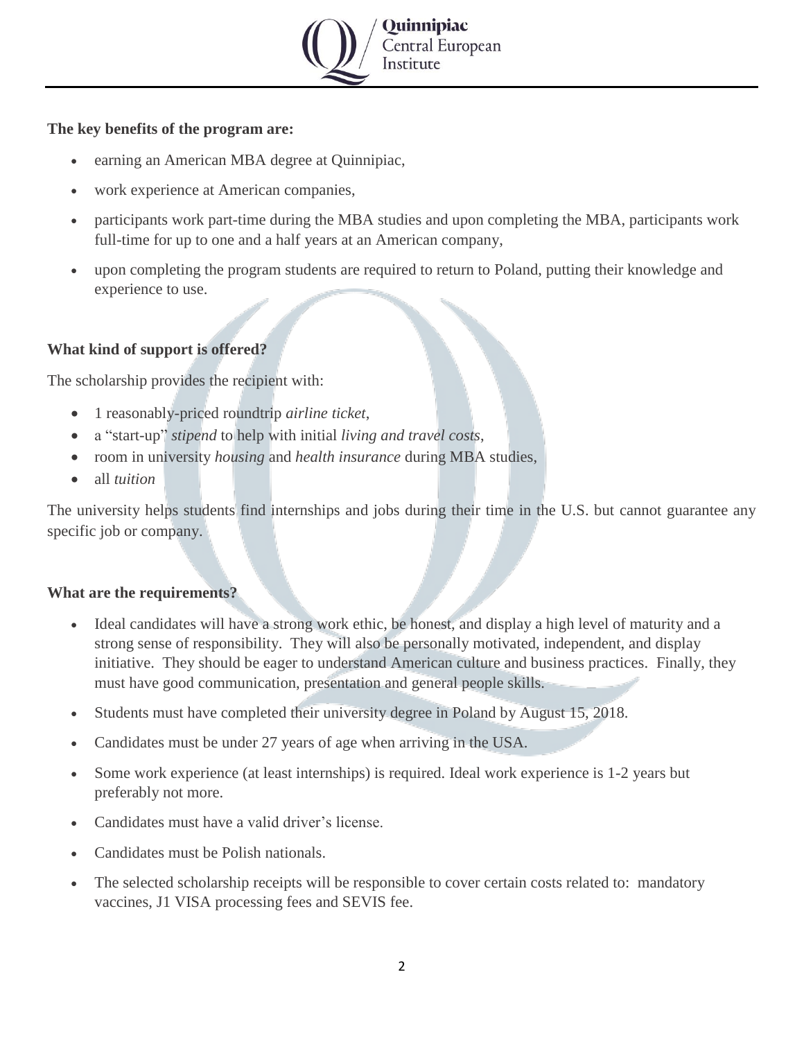**The key benefits of the program are:**

- earning an American MBA degree at Quinnipiac,
- work experience at American companies,
- participants work part-time during the MBA studies and upon completing the MBA, participants work full-time for up to one and a half years at an American company,
- upon completing the program students are required to return to Poland, putting their knowledge and experience to use.

**What kind of support is offered?**

The scholarship provides the recipient with:

- 1 reasonably-priced roundtrip *airline ticket*,
- a “start-up” *stipend* to help with initial *living and travel costs*,
- room in university *housing* and *health insurance* during MBA studies,
- all *tuition*

The university helps students find internships and jobs during their time in the U.S. but cannot guarantee any specific job or company.

**What are the requirements?**

- Ideal candidates will have a strong work ethic, be honest, and display a high level of maturity and a strong sense of responsibility. They will also be personally motivated, independent, and display initiative. They should be eager to understand American culture and business practices. Finally, they must have good communication, presentation and general people skills.
- Students must have completed their university degree in Poland by August 15, 2018.
- Candidates must be under 27 years of age when arriving in the USA.
- Some work experience (at least internships) is required. Ideal work experience is 1-2 years but preferably not more.
- Candidates must have a valid driver’s license.
- Candidates must be Polish nationals.
- The selected scholarship receipts will be responsible to cover certain costs related to: mandatory vaccines, J1 VISA processing fees and SEVIS fee.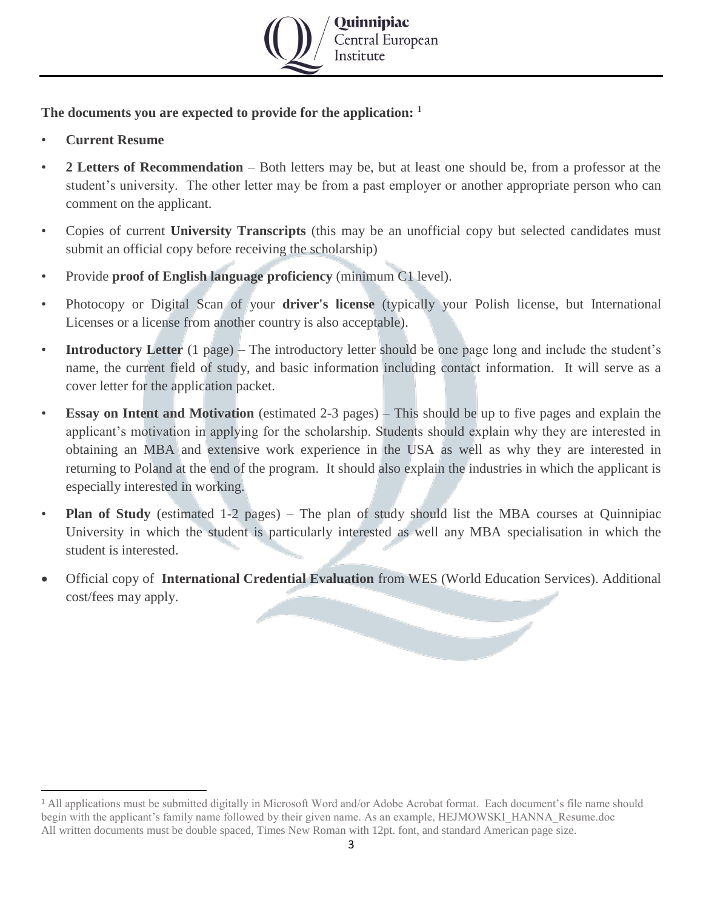**The documents you are expected to provide for the application:** [1]

- **Current Resume**
- **2 Letters of Recommendation** – Both letters may be, but at least one should be, from a professor at the student's university. The other letter may be from a past employer or another appropriate person who can comment on the applicant.
- Copies of current **University Transcripts** (this may be an unofficial copy but selected candidates must submit an official copy before receiving the scholarship)
- Provide **proof of English language proficiency** (minimum C1 level).
- Photocopy or Digital Scan of your **driver's license** (typically your Polish license, but International Licenses or a license from another country is also acceptable).
- **Introductory Letter** (1 page) – The introductory letter should be one page long and include the student's name, the current field of study, and basic information including contact information. It will serve as a cover letter for the application packet.
- **Essay on Intent and Motivation** (estimated 2-3 pages) – This should be up to five pages and explain the applicant's motivation in applying for the scholarship. Students should explain why they are interested in obtaining an MBA and extensive work experience in the USA as well as why they are interested in returning to Poland at the end of the program. It should also explain the industries in which the applicant is especially interested in working.
- **Plan of Study** (estimated 1-2 pages) – The plan of study should list the MBA courses at Quinnipiac University in which the student is particularly interested as well any MBA specialisation in which the student is interested.
- Official copy of **International Credential Evaluation** from WES (World Education Services). Additional cost/fees may apply.

[1] All applications must be submitted digitally in Microsoft Word and/or Adobe Acrobat format. Each document's file name should begin with the applicant's family name followed by their given name. As an example, HEJMOWSKI_HANNA_Resume.doc
All written documents must be double spaced, Times New Roman with 12pt. font, and standard American page size.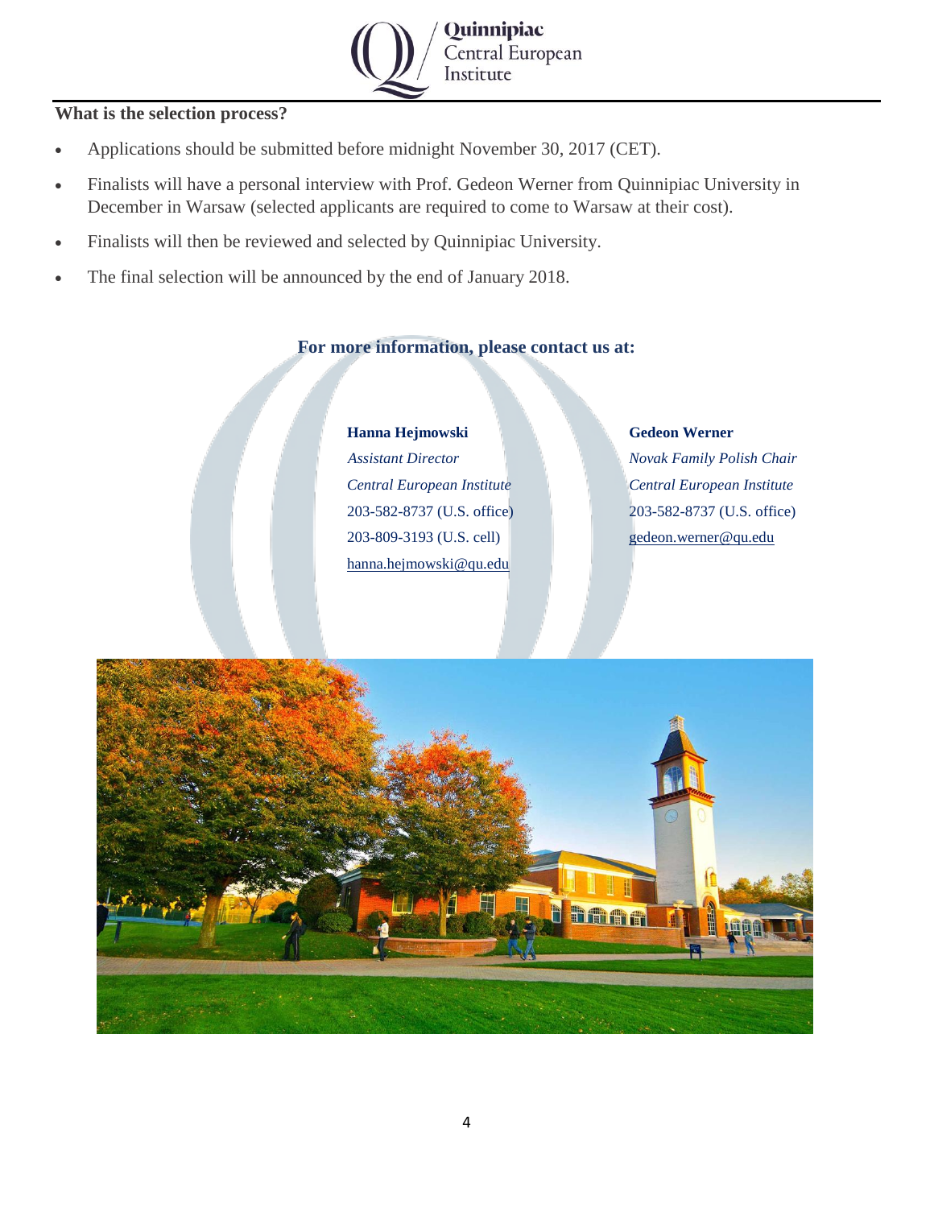## What is the selection process?

- Applications should be submitted before midnight November 30, 2017 (CET).
- Finalists will have a personal interview with Prof. Gedeon Werner from Quinnipiac University in December in Warsaw (selected applicants are required to come to Warsaw at their cost).
- Finalists will then be reviewed and selected by Quinnipiac University.
- The final selection will be announced by the end of January 2018.

**For more information, please contact us at:**

**Hanna Hejmowski**
*Assistant Director*
*Central European Institute*
203-582-8737 (U.S. office)
203-809-3193 (U.S. cell)
hanna.hejmowski@qu.edu

**Gedeon Werner**
*Novak Family Polish Chair*
*Central European Institute*
203-582-8737 (U.S. office)
gedeon.werner@qu.edu